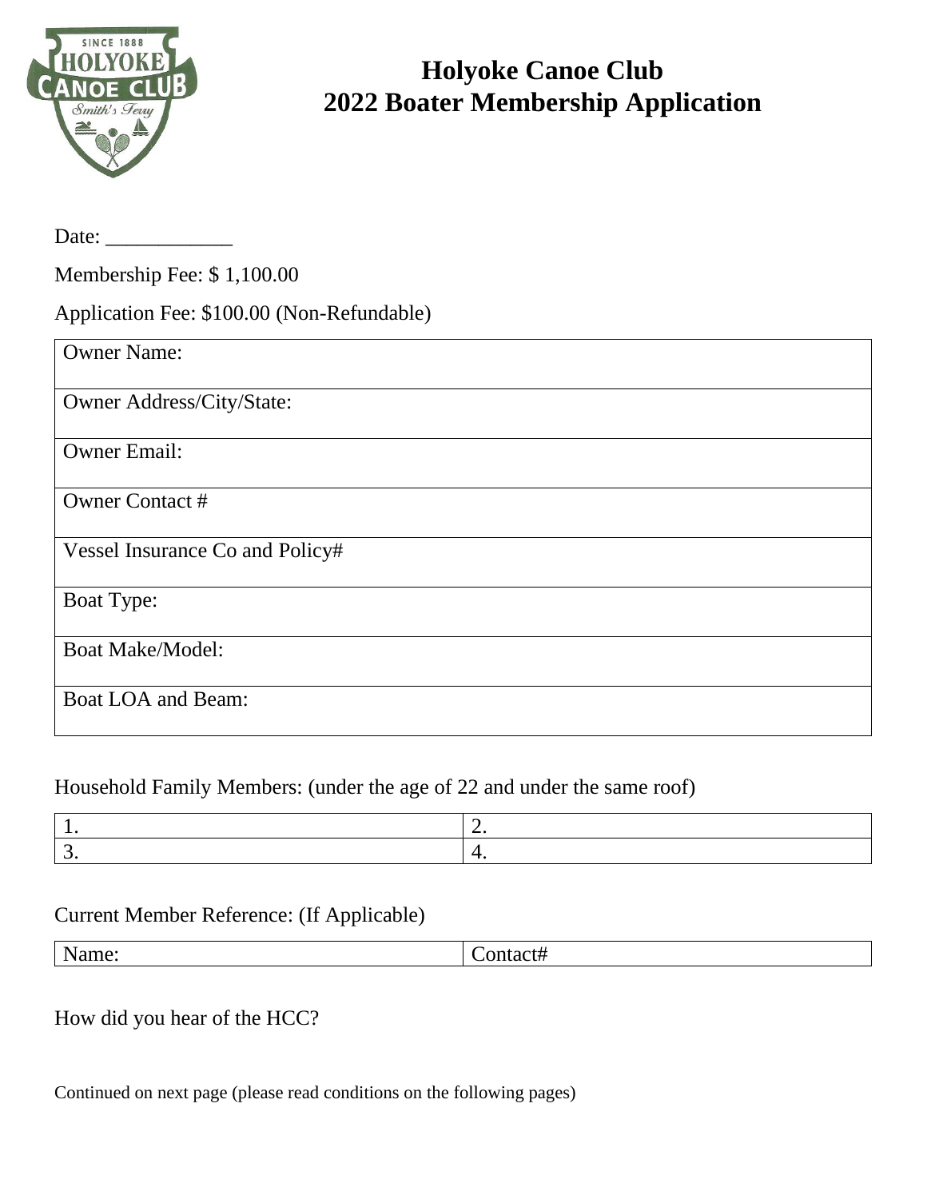# Holyoke Canoe Club
# 2022 Boater Membership Application

Date: ____________

Membership Fee: $ 1,100.00

Application Fee: $100.00 (Non-Refundable)

| Owner Name: |
|---|
| Owner Address/City/State: |
| Owner Email: |
| Owner Contact # |
| Vessel Insurance Co and Policy# |
| Boat Type: |
| Boat Make/Model: |
| Boat LOA and Beam: |

Household Family Members: (under the age of 22 and under the same roof)

| 1. | 2. |
|---|---|
| 3. | 4. |

Current Member Reference: (If Applicable)

| Name: | Contact# |
|---|---|

How did you hear of the HCC?

Continued on next page (please read conditions on the following pages)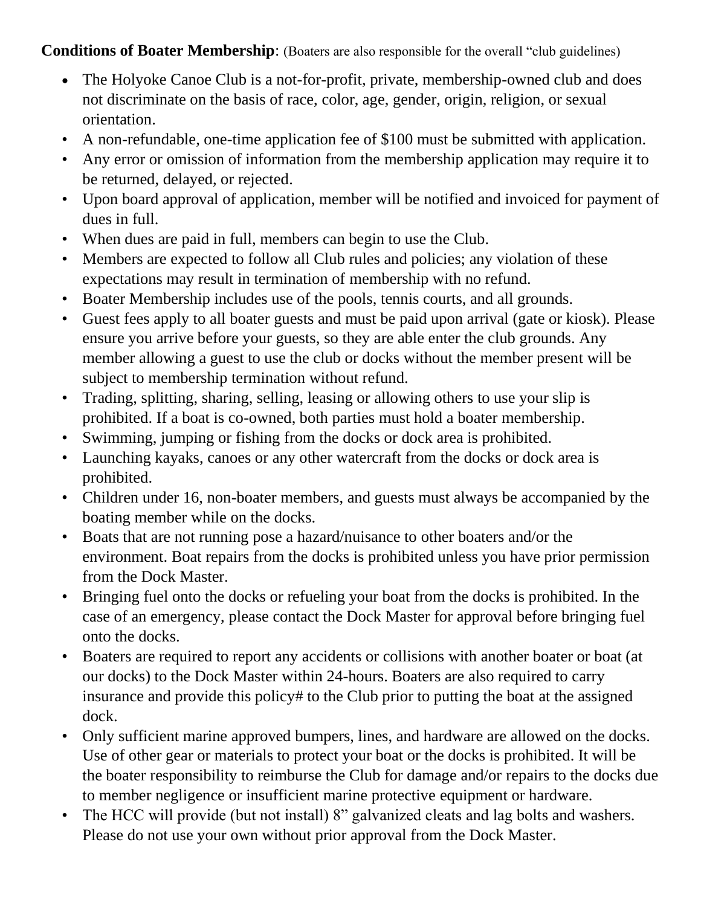**Conditions of Boater Membership**: (Boaters are also responsible for the overall "club guidelines)

- The Holyoke Canoe Club is a not-for-profit, private, membership-owned club and does not discriminate on the basis of race, color, age, gender, origin, religion, or sexual orientation.
- A non-refundable, one-time application fee of $100 must be submitted with application.
- Any error or omission of information from the membership application may require it to be returned, delayed, or rejected.
- Upon board approval of application, member will be notified and invoiced for payment of dues in full.
- When dues are paid in full, members can begin to use the Club.
- Members are expected to follow all Club rules and policies; any violation of these expectations may result in termination of membership with no refund.
- Boater Membership includes use of the pools, tennis courts, and all grounds.
- Guest fees apply to all boater guests and must be paid upon arrival (gate or kiosk). Please ensure you arrive before your guests, so they are able enter the club grounds. Any member allowing a guest to use the club or docks without the member present will be subject to membership termination without refund.
- Trading, splitting, sharing, selling, leasing or allowing others to use your slip is prohibited. If a boat is co-owned, both parties must hold a boater membership.
- Swimming, jumping or fishing from the docks or dock area is prohibited.
- Launching kayaks, canoes or any other watercraft from the docks or dock area is prohibited.
- Children under 16, non-boater members, and guests must always be accompanied by the boating member while on the docks.
- Boats that are not running pose a hazard/nuisance to other boaters and/or the environment. Boat repairs from the docks is prohibited unless you have prior permission from the Dock Master.
- Bringing fuel onto the docks or refueling your boat from the docks is prohibited. In the case of an emergency, please contact the Dock Master for approval before bringing fuel onto the docks.
- Boaters are required to report any accidents or collisions with another boater or boat (at our docks) to the Dock Master within 24-hours. Boaters are also required to carry insurance and provide this policy# to the Club prior to putting the boat at the assigned dock.
- Only sufficient marine approved bumpers, lines, and hardware are allowed on the docks. Use of other gear or materials to protect your boat or the docks is prohibited. It will be the boater responsibility to reimburse the Club for damage and/or repairs to the docks due to member negligence or insufficient marine protective equipment or hardware.
- The HCC will provide (but not install) 8" galvanized cleats and lag bolts and washers. Please do not use your own without prior approval from the Dock Master.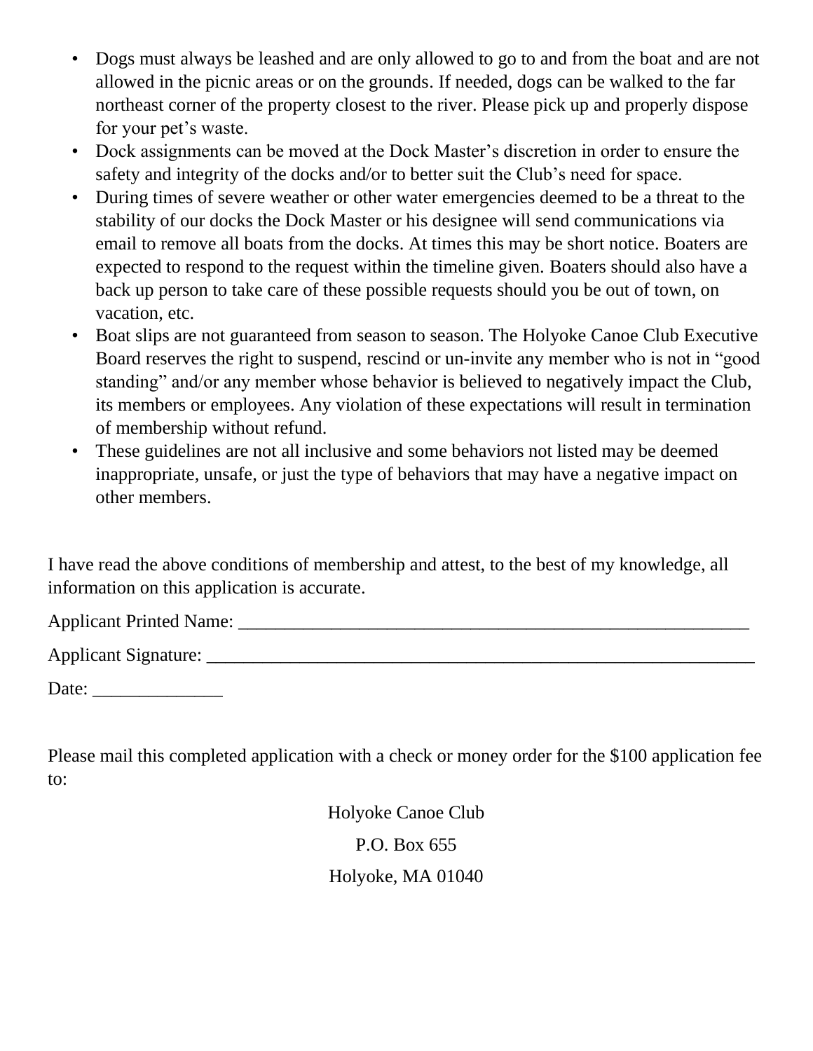- Dogs must always be leashed and are only allowed to go to and from the boat and are not allowed in the picnic areas or on the grounds. If needed, dogs can be walked to the far northeast corner of the property closest to the river. Please pick up and properly dispose for your pet's waste.
- Dock assignments can be moved at the Dock Master's discretion in order to ensure the safety and integrity of the docks and/or to better suit the Club's need for space.
- During times of severe weather or other water emergencies deemed to be a threat to the stability of our docks the Dock Master or his designee will send communications via email to remove all boats from the docks. At times this may be short notice. Boaters are expected to respond to the request within the timeline given. Boaters should also have a back up person to take care of these possible requests should you be out of town, on vacation, etc.
- Boat slips are not guaranteed from season to season. The Holyoke Canoe Club Executive Board reserves the right to suspend, rescind or un-invite any member who is not in "good standing" and/or any member whose behavior is believed to negatively impact the Club, its members or employees. Any violation of these expectations will result in termination of membership without refund.
- These guidelines are not all inclusive and some behaviors not listed may be deemed inappropriate, unsafe, or just the type of behaviors that may have a negative impact on other members.

I have read the above conditions of membership and attest, to the best of my knowledge, all information on this application is accurate.

Applicant Printed Name: ___________________________________________________________

Applicant Signature: _______________________________________________________________

Date: ______________

Please mail this completed application with a check or money order for the $100 application fee to:

Holyoke Canoe Club

P.O. Box 655

Holyoke, MA 01040